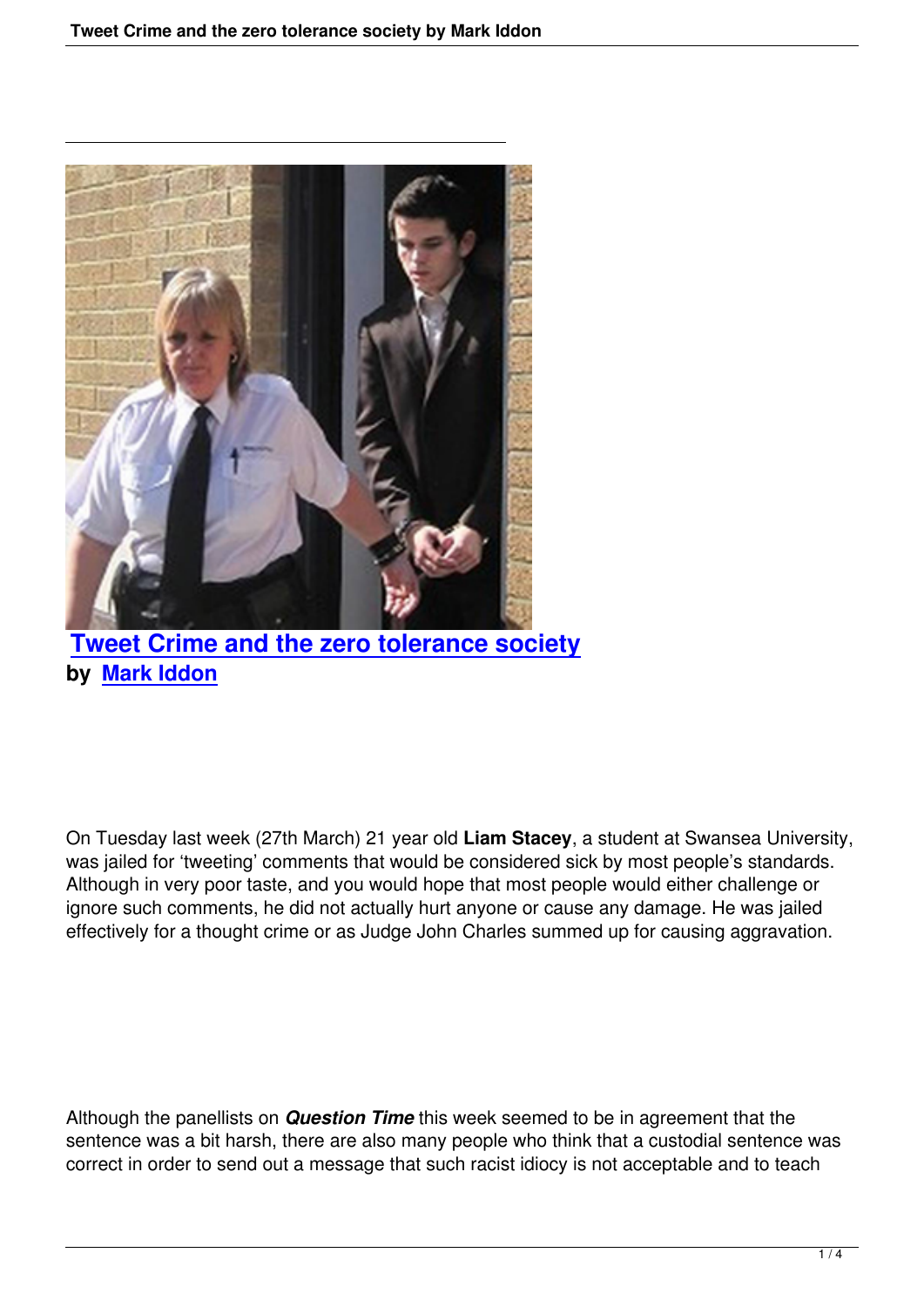# Tweet Crime and the zero tolerance society

**by Mark Iddon**

On Tuesday last week (27th March) 21 year old **Liam Stacey**, a student at Swansea University, was jailed for 'tweeting' comments that would be considered sick by most people's standards. Although in very poor taste, and you would hope that most people would either challenge or ignore such comments, he did not actually hurt anyone or cause any damage. He was jailed effectively for a thought crime or as Judge John Charles summed up for causing aggravation.

Although the panellists on ***Question Time*** this week seemed to be in agreement that the sentence was a bit harsh, there are also many people who think that a custodial sentence was correct in order to send out a message that such racist idiocy is not acceptable and to teach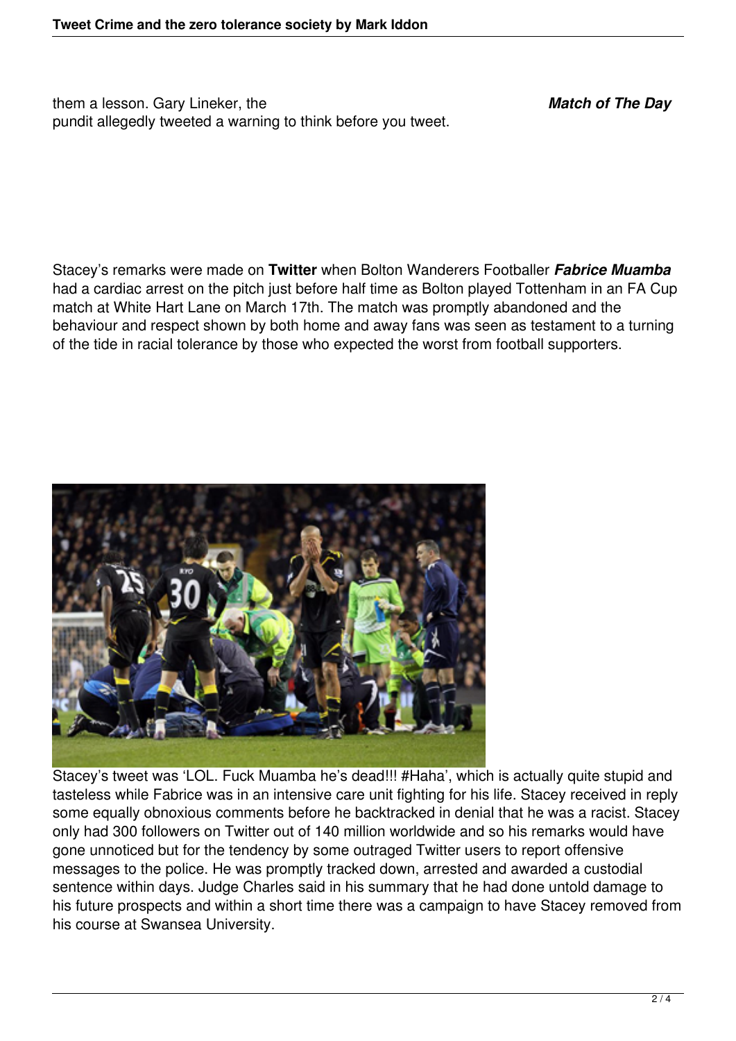them a lesson. Gary Lineker, the ***Match of The Day*** pundit allegedly tweeted a warning to think before you tweet.

Stacey's remarks were made on **Twitter** when Bolton Wanderers Footballer ***Fabrice Muamba*** had a cardiac arrest on the pitch just before half time as Bolton played Tottenham in an FA Cup match at White Hart Lane on March 17th. The match was promptly abandoned and the behaviour and respect shown by both home and away fans was seen as testament to a turning of the tide in racial tolerance by those who expected the worst from football supporters.

Stacey's tweet was 'LOL. Fuck Muamba he's dead!!! #Haha', which is actually quite stupid and tasteless while Fabrice was in an intensive care unit fighting for his life. Stacey received in reply some equally obnoxious comments before he backtracked in denial that he was a racist. Stacey only had 300 followers on Twitter out of 140 million worldwide and so his remarks would have gone unnoticed but for the tendency by some outraged Twitter users to report offensive messages to the police. He was promptly tracked down, arrested and awarded a custodial sentence within days. Judge Charles said in his summary that he had done untold damage to his future prospects and within a short time there was a campaign to have Stacey removed from his course at Swansea University.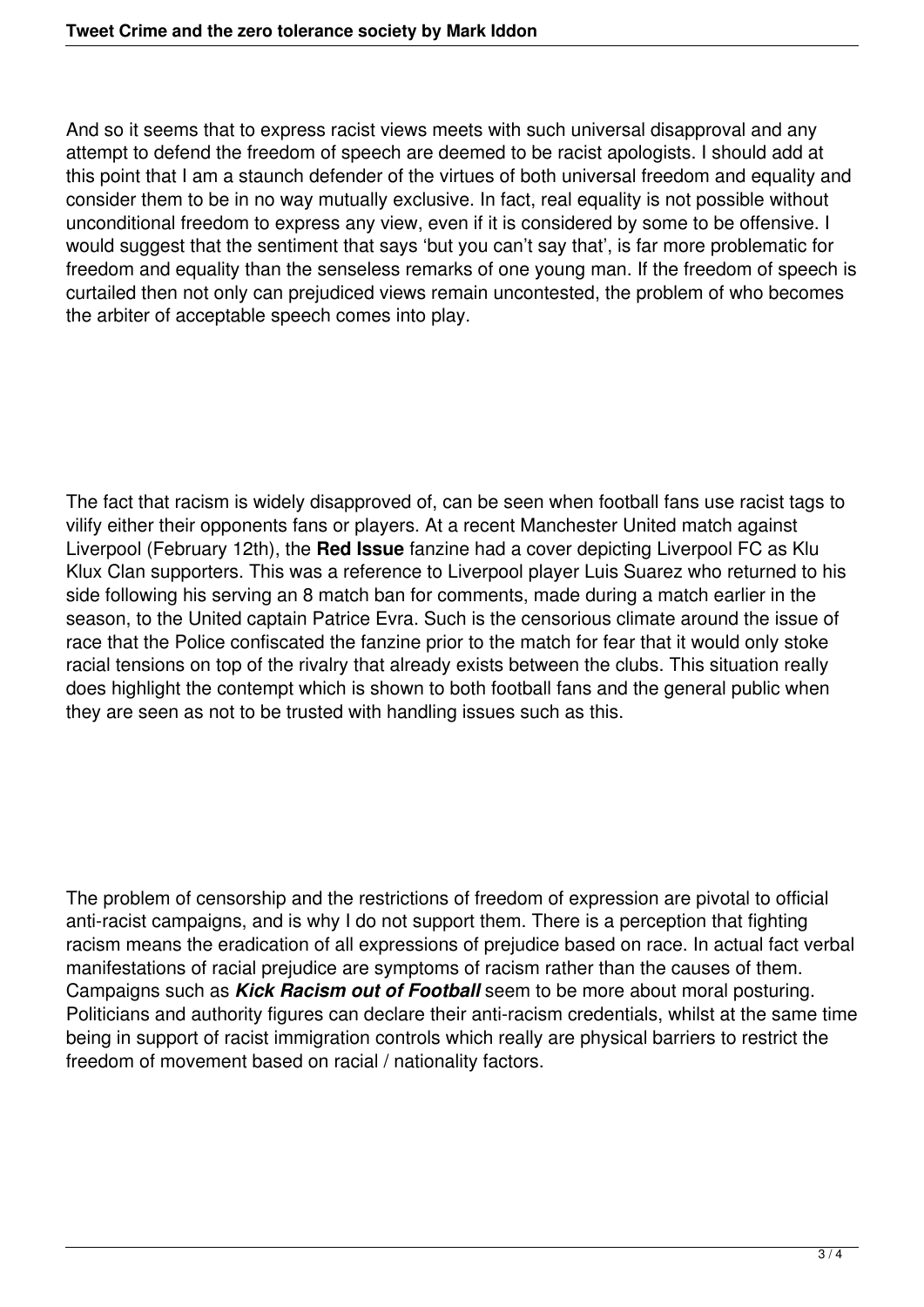And so it seems that to express racist views meets with such universal disapproval and any attempt to defend the freedom of speech are deemed to be racist apologists. I should add at this point that I am a staunch defender of the virtues of both universal freedom and equality and consider them to be in no way mutually exclusive. In fact, real equality is not possible without unconditional freedom to express any view, even if it is considered by some to be offensive. I would suggest that the sentiment that says 'but you can't say that', is far more problematic for freedom and equality than the senseless remarks of one young man. If the freedom of speech is curtailed then not only can prejudiced views remain uncontested, the problem of who becomes the arbiter of acceptable speech comes into play.

The fact that racism is widely disapproved of, can be seen when football fans use racist tags to vilify either their opponents fans or players. At a recent Manchester United match against Liverpool (February 12th), the **Red Issue** fanzine had a cover depicting Liverpool FC as Klu Klux Clan supporters. This was a reference to Liverpool player Luis Suarez who returned to his side following his serving an 8 match ban for comments, made during a match earlier in the season, to the United captain Patrice Evra. Such is the censorious climate around the issue of race that the Police confiscated the fanzine prior to the match for fear that it would only stoke racial tensions on top of the rivalry that already exists between the clubs. This situation really does highlight the contempt which is shown to both football fans and the general public when they are seen as not to be trusted with handling issues such as this.

The problem of censorship and the restrictions of freedom of expression are pivotal to official anti-racist campaigns, and is why I do not support them. There is a perception that fighting racism means the eradication of all expressions of prejudice based on race. In actual fact verbal manifestations of racial prejudice are symptoms of racism rather than the causes of them. Campaigns such as ***Kick Racism out of Football*** seem to be more about moral posturing. Politicians and authority figures can declare their anti-racism credentials, whilst at the same time being in support of racist immigration controls which really are physical barriers to restrict the freedom of movement based on racial / nationality factors.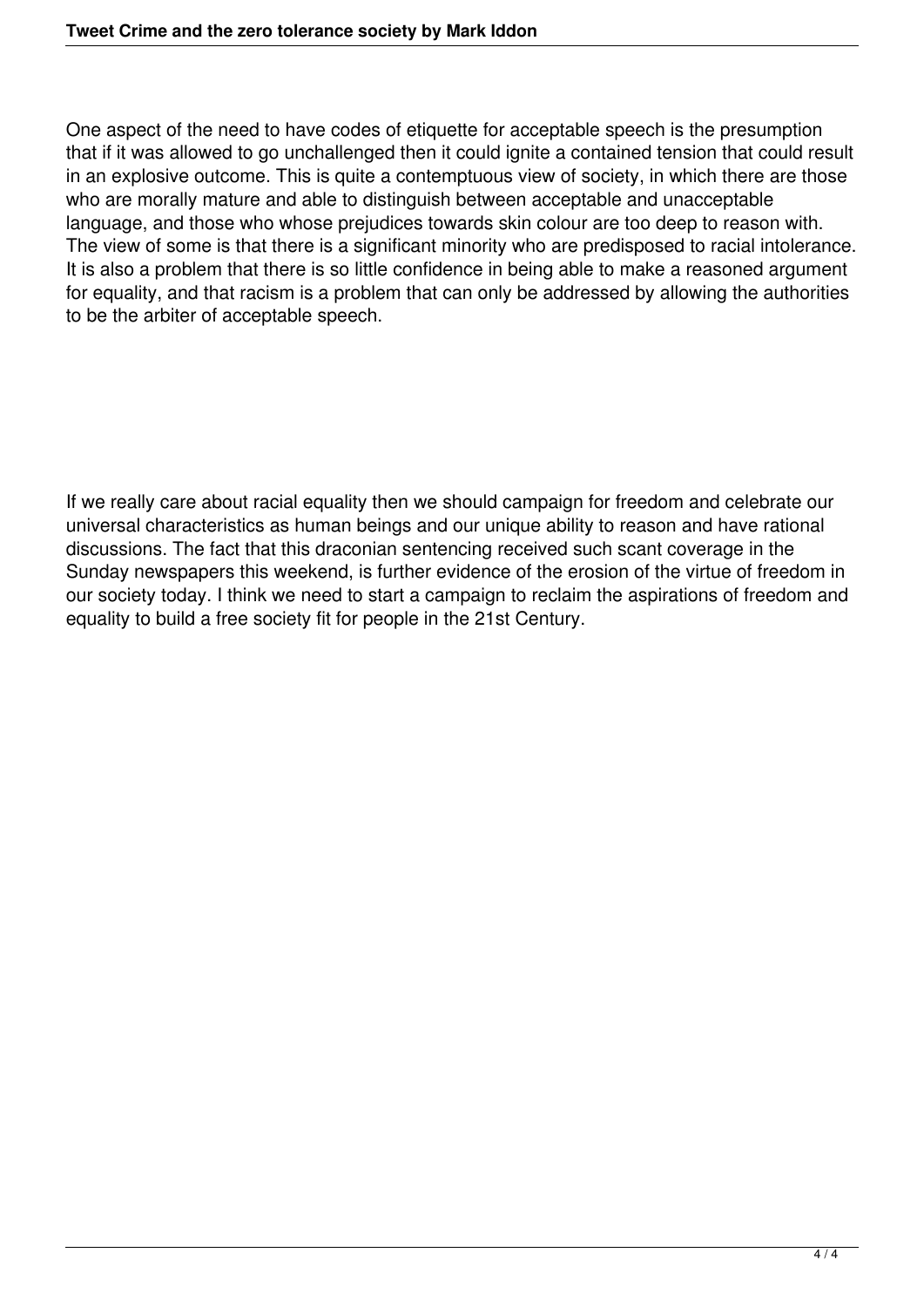One aspect of the need to have codes of etiquette for acceptable speech is the presumption that if it was allowed to go unchallenged then it could ignite a contained tension that could result in an explosive outcome. This is quite a contemptuous view of society, in which there are those who are morally mature and able to distinguish between acceptable and unacceptable language, and those who whose prejudices towards skin colour are too deep to reason with. The view of some is that there is a significant minority who are predisposed to racial intolerance. It is also a problem that there is so little confidence in being able to make a reasoned argument for equality, and that racism is a problem that can only be addressed by allowing the authorities to be the arbiter of acceptable speech.

If we really care about racial equality then we should campaign for freedom and celebrate our universal characteristics as human beings and our unique ability to reason and have rational discussions. The fact that this draconian sentencing received such scant coverage in the Sunday newspapers this weekend, is further evidence of the erosion of the virtue of freedom in our society today. I think we need to start a campaign to reclaim the aspirations of freedom and equality to build a free society fit for people in the 21st Century.